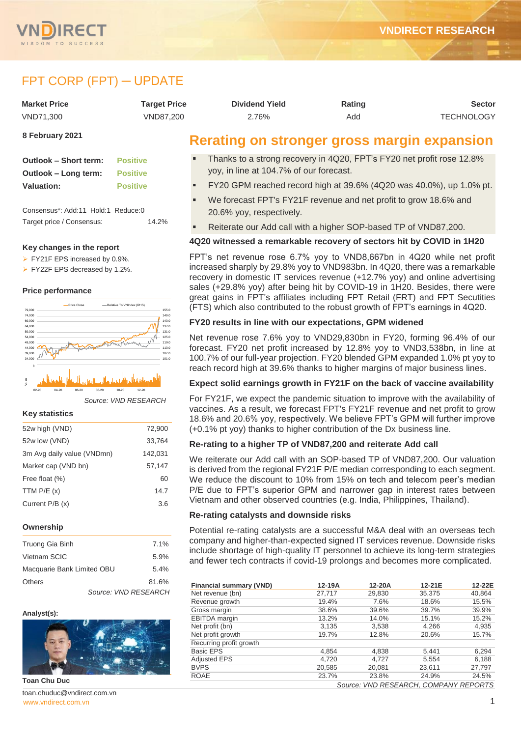VNDIRECT RESEARCH

# FPT CORP (FPT) – UPDATE

| Market Price | Target Price | Dividend Yield | Rating | Sector |
|---|---|---|---|---|
| VND71,300 | VND87,200 | 2.76% | Add | TECHNOLOGY |

**8 February 2021**

| | |
|---|---|
| **Outlook – Short term:** | Positive |
| **Outlook – Long term:** | Positive |
| **Valuation:** | Positive |

Consensus*: Add:11 Hold:1 Reduce:0

Target price / Consensus: 14.2%

**Key changes in the report**

- FY21F EPS increased by 0.9%.
- FY22F EPS decreased by 1.2%.

**Price performance**

Price Close
Relative To VNIndex (RHS)
79,000
74,000
69,000
64,000
59,000
54,000
49,000
44,000
39,000
34,000
155.0
149.0
143.0
137.0
131.0
125.0
119.0
113.0
107.0
101.0
8
Vol m
02-20
04-20
06-20
08-20
10-20
12-20

*Source: VND RESEARCH*

**Key statistics**

| | |
|---|---|
| 52w high (VND) | 72,900 |
| 52w low (VND) | 33,764 |
| 3m Avg daily value (VNDmn) | 142,031 |
| Market cap (VND bn) | 57,147 |
| Free float (%) | 60 |
| TTM P/E (x) | 14.7 |
| Current P/B (x) | 3.6 |

**Ownership**

| | |
|---|---|
| Truong Gia Binh | 7.1% |
| Vietnam SCIC | 5.9% |
| Macquarie Bank Limited OBU | 5.4% |
| Others | 81.6% |

*Source: VND RESEARCH*

**Analyst(s):**

**Toan Chu Duc**

toan.chuduc@vndirect.com.vn

## Rerating on stronger gross margin expansion

- Thanks to a strong recovery in 4Q20, FPT's FY20 net profit rose 12.8% yoy, in line at 104.7% of our forecast.
- FY20 GPM reached record high at 39.6% (4Q20 was 40.0%), up 1.0% pt.
- We forecast FPT's FY21F revenue and net profit to grow 18.6% and 20.6% yoy, respectively.
- Reiterate our Add call with a higher SOP-based TP of VND87,200.

### 4Q20 witnessed a remarkable recovery of sectors hit by COVID in 1H20

FPT's net revenue rose 6.7% yoy to VND8,667bn in 4Q20 while net profit increased sharply by 29.8% yoy to VND983bn. In 4Q20, there was a remarkable recovery in domestic IT services revenue (+12.7% yoy) and online advertising sales (+29.8% yoy) after being hit by COVID-19 in 1H20. Besides, there were great gains in FPT's affiliates including FPT Retail (FRT) and FPT Secutities (FTS) which also contributed to the robust growth of FPT's earnings in 4Q20.

### FY20 results in line with our expectations, GPM widened

Net revenue rose 7.6% yoy to VND29,830bn in FY20, forming 96.4% of our forecast. FY20 net profit increased by 12.8% yoy to VND3,538bn, in line at 100.7% of our full-year projection. FY20 blended GPM expanded 1.0% pt yoy to reach record high at 39.6% thanks to higher margins of major business lines.

### Expect solid earnings growth in FY21F on the back of vaccine availability

For FY21F, we expect the pandemic situation to improve with the availability of vaccines. As a result, we forecast FPT's FY21F revenue and net profit to grow 18.6% and 20.6% yoy, respectively. We believe FPT's GPM will further improve (+0.1% pt yoy) thanks to higher contribution of the Dx business line.

### Re-rating to a higher TP of VND87,200 and reiterate Add call

We reiterate our Add call with an SOP-based TP of VND87,200. Our valuation is derived from the regional FY21F P/E median corresponding to each segment. We reduce the discount to 10% from 15% on tech and telecom peer's median P/E due to FPT's superior GPM and narrower gap in interest rates between Vietnam and other observed countries (e.g. India, Philippines, Thailand).

### Re-rating catalysts and downside risks

Potential re-rating catalysts are a successful M&A deal with an overseas tech company and higher-than-expected signed IT services revenue. Downside risks include shortage of high-quality IT personnel to achieve its long-term strategies and fewer tech contracts if covid-19 prolongs and becomes more complicated.

| Financial summary (VND) | 12-19A | 12-20A | 12-21E | 12-22E |
|---|---|---|---|---|
| Net revenue (bn) | 27,717 | 29,830 | 35,375 | 40,864 |
| Revenue growth | 19.4% | 7.6% | 18.6% | 15.5% |
| Gross margin | 38.6% | 39.6% | 39.7% | 39.9% |
| EBITDA margin | 13.2% | 14.0% | 15.1% | 15.2% |
| Net profit (bn) | 3,135 | 3,538 | 4,266 | 4,935 |
| Net profit growth | 19.7% | 12.8% | 20.6% | 15.7% |
| Recurring profit growth | | | | |
| Basic EPS | 4,854 | 4,838 | 5,441 | 6,294 |
| Adjusted EPS | 4,720 | 4,727 | 5,554 | 6,188 |
| BVPS | 20,585 | 20,081 | 23,611 | 27,797 |
| ROAE | 23.7% | 23.8% | 24.9% | 24.5% |

*Source: VND RESEARCH, COMPANY REPORTS*

www.vndirect.com.vn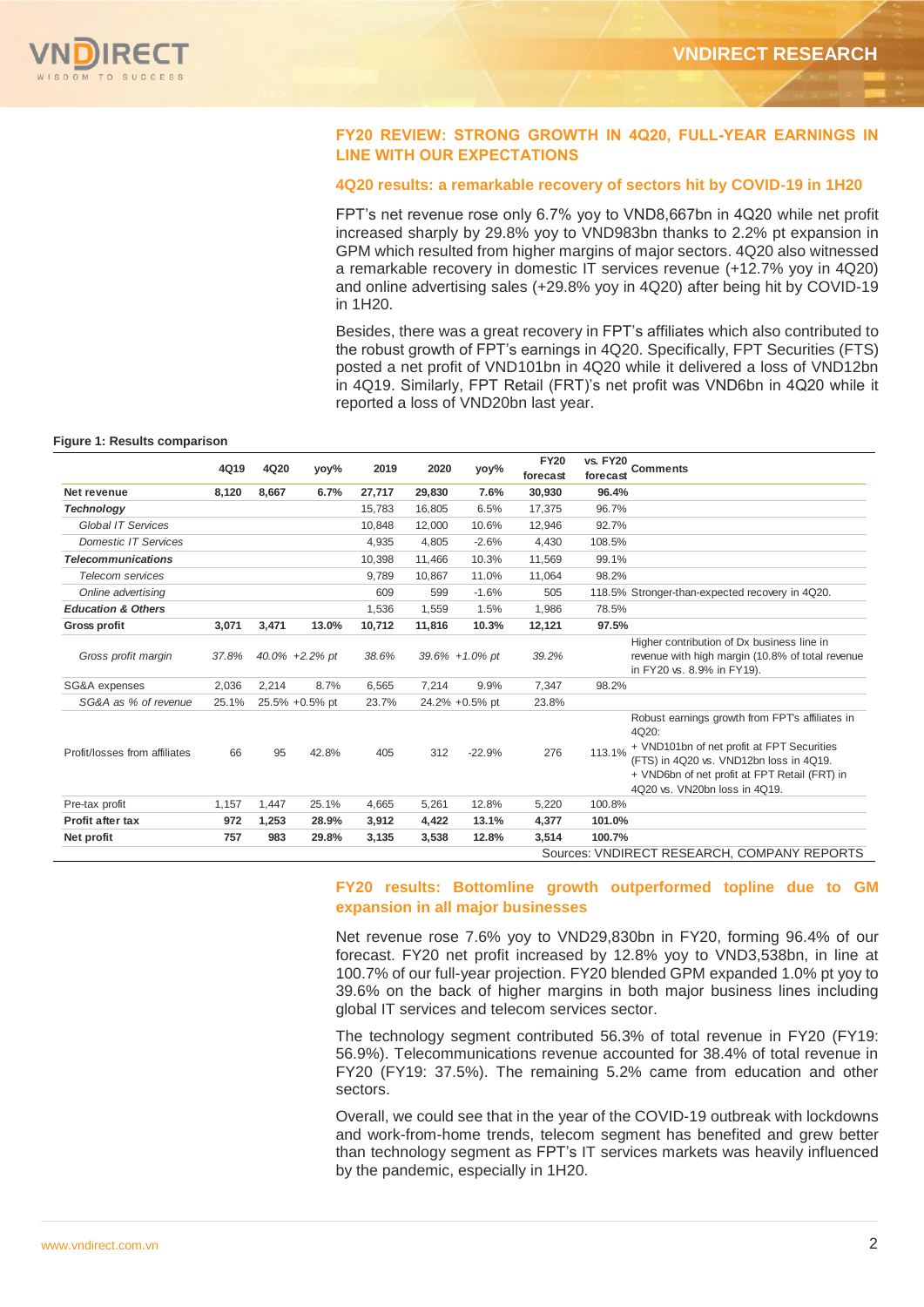## FY20 REVIEW: STRONG GROWTH IN 4Q20, FULL-YEAR EARNINGS IN LINE WITH OUR EXPECTATIONS

### 4Q20 results: a remarkable recovery of sectors hit by COVID-19 in 1H20

FPT's net revenue rose only 6.7% yoy to VND8,667bn in 4Q20 while net profit increased sharply by 29.8% yoy to VND983bn thanks to 2.2% pt expansion in GPM which resulted from higher margins of major sectors. 4Q20 also witnessed a remarkable recovery in domestic IT services revenue (+12.7% yoy in 4Q20) and online advertising sales (+29.8% yoy in 4Q20) after being hit by COVID-19 in 1H20.

Besides, there was a great recovery in FPT's affiliates which also contributed to the robust growth of FPT's earnings in 4Q20. Specifically, FPT Securities (FTS) posted a net profit of VND101bn in 4Q20 while it delivered a loss of VND12bn in 4Q19. Similarly, FPT Retail (FRT)'s net profit was VND6bn in 4Q20 while it reported a loss of VND20bn last year.

**Figure 1: Results comparison**

| | 4Q19 | 4Q20 | yoy% | 2019 | 2020 | yoy% | FY20 forecast | vs. FY20 forecast | Comments |
|---|---|---|---|---|---|---|---|---|---|
| **Net revenue** | **8,120** | **8,667** | **6.7%** | **27,717** | **29,830** | **7.6%** | **30,930** | **96.4%** | |
| ***Technology*** | | | | 15,783 | 16,805 | 6.5% | 17,375 | 96.7% | |
| *Global IT Services* | | | | 10,848 | 12,000 | 10.6% | 12,946 | 92.7% | |
| *Domestic IT Services* | | | | 4,935 | 4,805 | -2.6% | 4,430 | 108.5% | |
| ***Telecommunications*** | | | | 10,398 | 11,466 | 10.3% | 11,569 | 99.1% | |
| *Telecom services* | | | | 9,789 | 10,867 | 11.0% | 11,064 | 98.2% | |
| *Online advertising* | | | | 609 | 599 | -1.6% | 505 | 118.5% | Stronger-than-expected recovery in 4Q20. |
| ***Education & Others*** | | | | 1,536 | 1,559 | 1.5% | 1,986 | 78.5% | |
| **Gross profit** | **3,071** | **3,471** | **13.0%** | **10,712** | **11,816** | **10.3%** | **12,121** | **97.5%** | |
| *Gross profit margin* | *37.8%* | *40.0%* | *+2.2% pt* | *38.6%* | *39.6%* | *+1.0% pt* | *39.2%* | | Higher contribution of Dx business line in revenue with high margin (10.8% of total revenue in FY20 vs. 8.9% in FY19). |
| SG&A expenses | 2,036 | 2,214 | 8.7% | 6,565 | 7,214 | 9.9% | 7,347 | 98.2% | |
| *SG&A as % of revenue* | 25.1% | 25.5% | +0.5% pt | 23.7% | 24.2% | +0.5% pt | 23.8% | | |
| Profit/losses from affiliates | 66 | 95 | 42.8% | 405 | 312 | -22.9% | 276 | 113.1% | Robust earnings growth from FPT's affiliates in 4Q20: + VND101bn of net profit at FPT Securities (FTS) in 4Q20 vs. VND12bn loss in 4Q19. + VND6bn of net profit at FPT Retail (FRT) in 4Q20 vs. VN20bn loss in 4Q19. |
| Pre-tax profit | 1,157 | 1,447 | 25.1% | 4,665 | 5,261 | 12.8% | 5,220 | 100.8% | |
| **Profit after tax** | **972** | **1,253** | **28.9%** | **3,912** | **4,422** | **13.1%** | **4,377** | **101.0%** | |
| **Net profit** | **757** | **983** | **29.8%** | **3,135** | **3,538** | **12.8%** | **3,514** | **100.7%** | |

Sources: VNDIRECT RESEARCH, COMPANY REPORTS

### FY20 results: Bottomline growth outperformed topline due to GM expansion in all major businesses

Net revenue rose 7.6% yoy to VND29,830bn in FY20, forming 96.4% of our forecast. FY20 net profit increased by 12.8% yoy to VND3,538bn, in line at 100.7% of our full-year projection. FY20 blended GPM expanded 1.0% pt yoy to 39.6% on the back of higher margins in both major business lines including global IT services and telecom services sector.

The technology segment contributed 56.3% of total revenue in FY20 (FY19: 56.9%). Telecommunications revenue accounted for 38.4% of total revenue in FY20 (FY19: 37.5%). The remaining 5.2% came from education and other sectors.

Overall, we could see that in the year of the COVID-19 outbreak with lockdowns and work-from-home trends, telecom segment has benefited and grew better than technology segment as FPT's IT services markets was heavily influenced by the pandemic, especially in 1H20.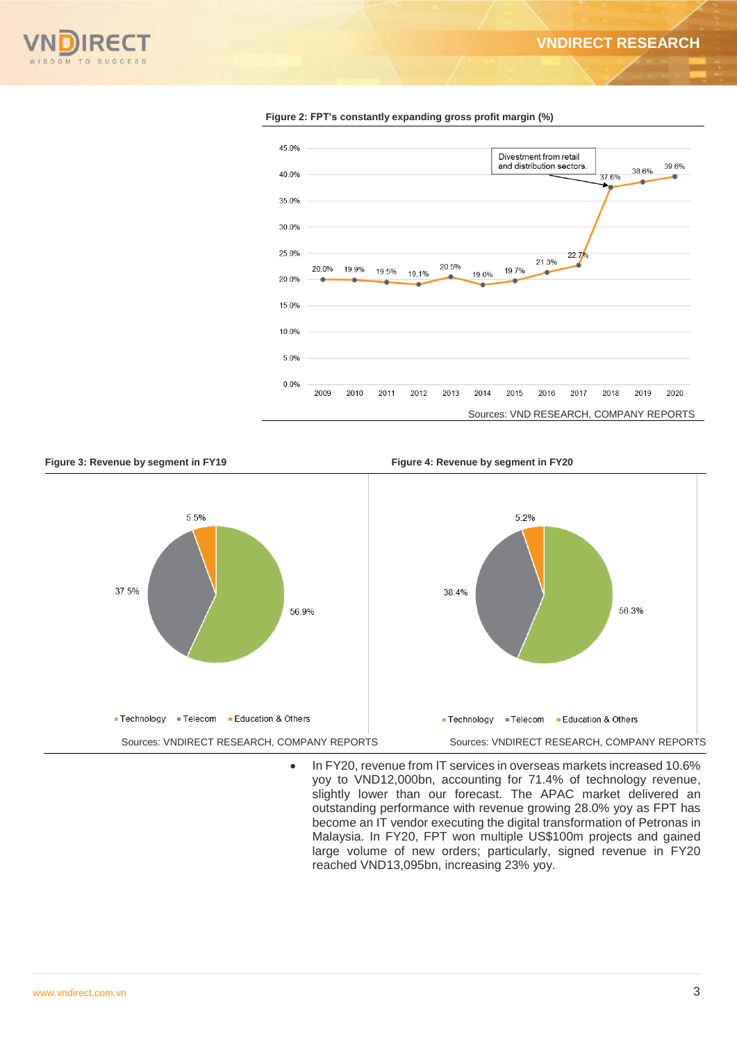**Figure 2: FPT's constantly expanding gross profit margin (%)**

45.0%
40.0%
35.0%
30.0%
25.0%
20.0%
15.0%
10.0%
5.0%
0.0%

2009 2010 2011 2012 2013 2014 2015 2016 2017 2018 2019 2020

20.0% 19.9% 19.5% 19.1% 20.5% 19.0% 19.7% 21.3% 22.7% 37.6% 38.6% 39.6%

Divestment from retail and distribution sectors.

Sources: VND RESEARCH, COMPANY REPORTS

**Figure 3: Revenue by segment in FY19**

5.5%
37.5%
56.9%

Technology, Telecom, Education & Others

Sources: VNDIRECT RESEARCH, COMPANY REPORTS

**Figure 4: Revenue by segment in FY20**

5.2%
38.4%
56.3%

Technology, Telecom, Education & Others

Sources: VNDIRECT RESEARCH, COMPANY REPORTS

- In FY20, revenue from IT services in overseas markets increased 10.6% yoy to VND12,000bn, accounting for 71.4% of technology revenue, slightly lower than our forecast. The APAC market delivered an outstanding performance with revenue growing 28.0% yoy as FPT has become an IT vendor executing the digital transformation of Petronas in Malaysia. In FY20, FPT won multiple US$100m projects and gained large volume of new orders; particularly, signed revenue in FY20 reached VND13,095bn, increasing 23% yoy.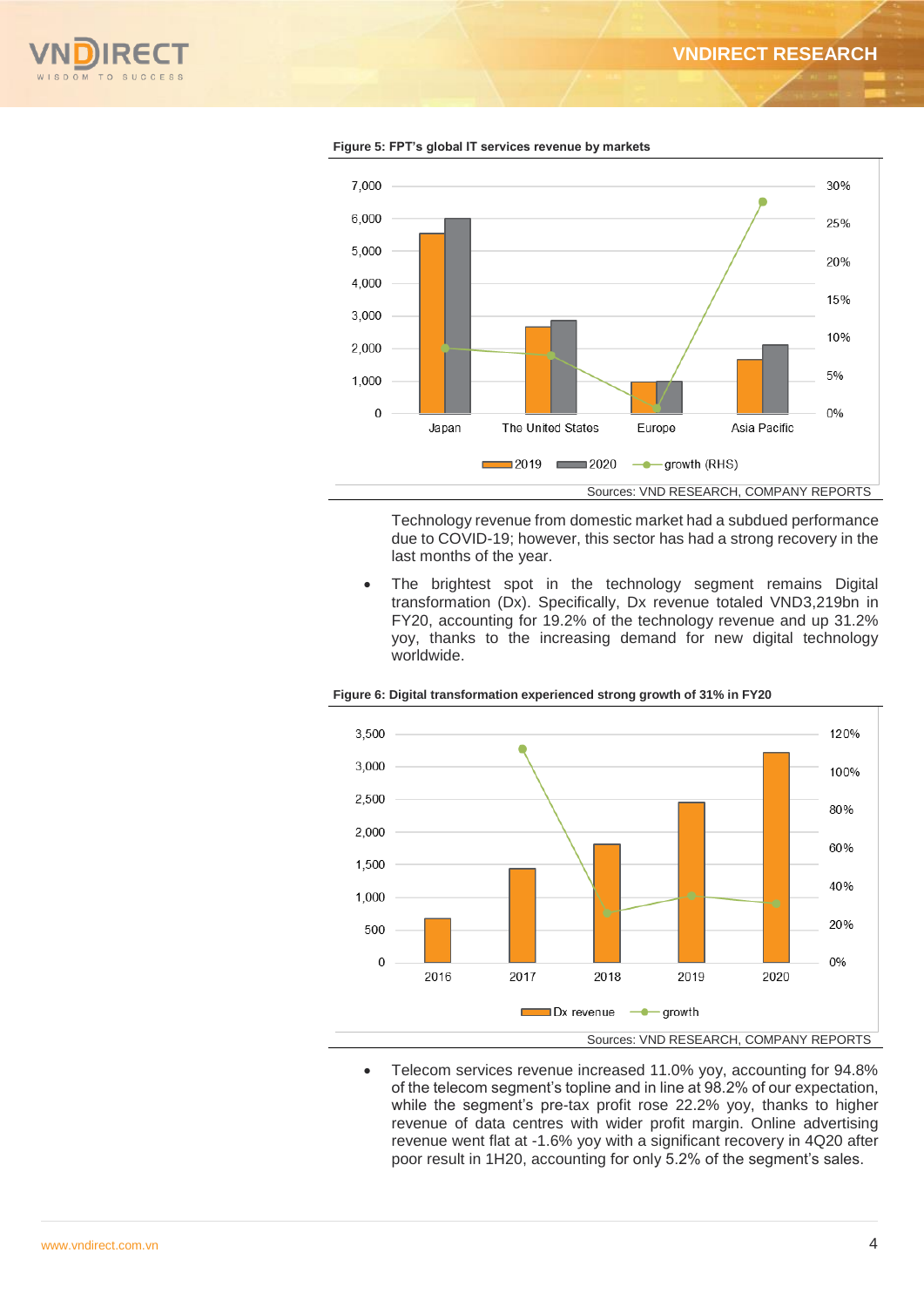**Figure 5: FPT's global IT services revenue by markets**

7,000
6,000
5,000
4,000
3,000
2,000
1,000
0

30%
25%
20%
15%
10%
5%
0%

Japan
The United States
Europe
Asia Pacific

2019 2020 growth (RHS)

Sources: VND RESEARCH, COMPANY REPORTS

Technology revenue from domestic market had a subdued performance due to COVID-19; however, this sector has had a strong recovery in the last months of the year.

- The brightest spot in the technology segment remains Digital transformation (Dx). Specifically, Dx revenue totaled VND3,219bn in FY20, accounting for 19.2% of the technology revenue and up 31.2% yoy, thanks to the increasing demand for new digital technology worldwide.

**Figure 6: Digital transformation experienced strong growth of 31% in FY20**

3,500
3,000
2,500
2,000
1,500
1,000
500
0

120%
100%
80%
60%
40%
20%
0%

2016
2017
2018
2019
2020

Dx revenue growth

Sources: VND RESEARCH, COMPANY REPORTS

- Telecom services revenue increased 11.0% yoy, accounting for 94.8% of the telecom segment's topline and in line at 98.2% of our expectation, while the segment's pre-tax profit rose 22.2% yoy, thanks to higher revenue of data centres with wider profit margin. Online advertising revenue went flat at -1.6% yoy with a significant recovery in 4Q20 after poor result in 1H20, accounting for only 5.2% of the segment's sales.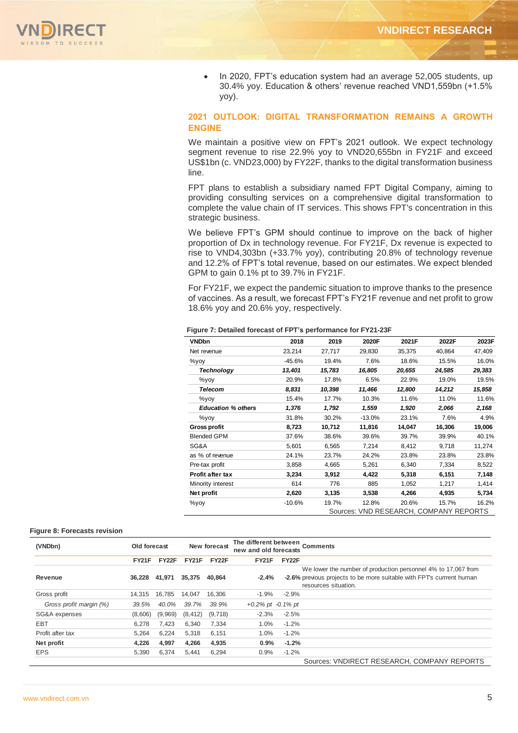- In 2020, FPT's education system had an average 52,005 students, up 30.4% yoy. Education & others' revenue reached VND1,559bn (+1.5% yoy).

## 2021 OUTLOOK: DIGITAL TRANSFORMATION REMAINS A GROWTH ENGINE

We maintain a positive view on FPT's 2021 outlook. We expect technology segment revenue to rise 22.9% yoy to VND20,655bn in FY21F and exceed US$1bn (c. VND23,000) by FY22F, thanks to the digital transformation business line.

FPT plans to establish a subsidiary named FPT Digital Company, aiming to providing consulting services on a comprehensive digital transformation to complete the value chain of IT services. This shows FPT's concentration in this strategic business.

We believe FPT's GPM should continue to improve on the back of higher proportion of Dx in technology revenue. For FY21F, Dx revenue is expected to rise to VND4,303bn (+33.7% yoy), contributing 20.8% of technology revenue and 12.2% of FPT's total revenue, based on our estimates. We expect blended GPM to gain 0.1% pt to 39.7% in FY21F.

For FY21F, we expect the pandemic situation to improve thanks to the presence of vaccines. As a result, we forecast FPT's FY21F revenue and net profit to grow 18.6% yoy and 20.6% yoy, respectively.

**Figure 7: Detailed forecast of FPT's performance for FY21-23F**

| VNDbn | 2018 | 2019 | 2020F | 2021F | 2022F | 2023F |
|---|---|---|---|---|---|---|
| Net revenue | 23,214 | 27,717 | 29,830 | 35,375 | 40,864 | 47,409 |
| %yoy | -45.6% | 19.4% | 7.6% | 18.6% | 15.5% | 16.0% |
| ***Technology*** | ***13,401*** | ***15,783*** | ***16,805*** | ***20,655*** | ***24,585*** | ***29,383*** |
| %yoy | 20.9% | 17.8% | 6.5% | 22.9% | 19.0% | 19.5% |
| ***Telecom*** | ***8,831*** | ***10,398*** | ***11,466*** | ***12,800*** | ***14,212*** | ***15,858*** |
| %yoy | 15.4% | 17.7% | 10.3% | 11.6% | 11.0% | 11.6% |
| ***Education % others*** | ***1,376*** | ***1,792*** | ***1,559*** | ***1,920*** | ***2,066*** | ***2,168*** |
| %yoy | 31.8% | 30.2% | -13.0% | 23.1% | 7.6% | 4.9% |
| **Gross profit** | **8,723** | **10,712** | **11,816** | **14,047** | **16,306** | **19,006** |
| Blended GPM | 37.6% | 38.6% | 39.6% | 39.7% | 39.9% | 40.1% |
| SG&A | 5,601 | 6,565 | 7,214 | 8,412 | 9,718 | 11,274 |
| as % of revenue | 24.1% | 23.7% | 24.2% | 23.8% | 23.8% | 23.8% |
| Pre-tax profit | 3,858 | 4,665 | 5,261 | 6,340 | 7,334 | 8,522 |
| **Profit after tax** | **3,234** | **3,912** | **4,422** | **5,318** | **6,151** | **7,148** |
| Minority interest | 614 | 776 | 885 | 1,052 | 1,217 | 1,414 |
| **Net profit** | **2,620** | **3,135** | **3,538** | **4,266** | **4,935** | **5,734** |
| %yoy | -10.6% | 19.7% | 12.8% | 20.6% | 15.7% | 16.2% |

Sources: VND RESEARCH, COMPANY REPORTS

**Figure 8: Forecasts revision**

| (VNDbn) | Old forecast | | New forecast | | The different between new and old forecasts | | Comments |
|---|---|---|---|---|---|---|---|
| | FY21F | FY22F | FY21F | FY22F | FY21F | FY22F | |
| **Revenue** | **36,228** | **41,971** | **35,375** | **40,864** | **-2.4%** | **-2.6%** | We lower the number of production personnel 4% to 17,067 from previous projects to be more suitable with FPT's currrent human resources situation. |
| Gross profit | 14,315 | 16,785 | 14,047 | 16,306 | -1.9% | -2.9% | |
| *Gross profit margin (%)* | *39.5%* | *40.0%* | *39.7%* | *39.9%* | *+0.2% pt* | *-0.1% pt* | |
| SG&A expenses | (8,606) | (9,969) | (8,412) | (9,718) | -2.3% | -2.5% | |
| EBT | 6,278 | 7,423 | 6,340 | 7,334 | 1.0% | -1.2% | |
| Profit after tax | 5,264 | 6,224 | 5,318 | 6,151 | 1.0% | -1.2% | |
| **Net profit** | **4,226** | **4,997** | **4,266** | **4,935** | **0.9%** | **-1.2%** | |
| EPS | 5,390 | 6,374 | 5,441 | 6,294 | 0.9% | -1.2% | |

Sources: VNDIRECT RESEARCH, COMPANY REPORTS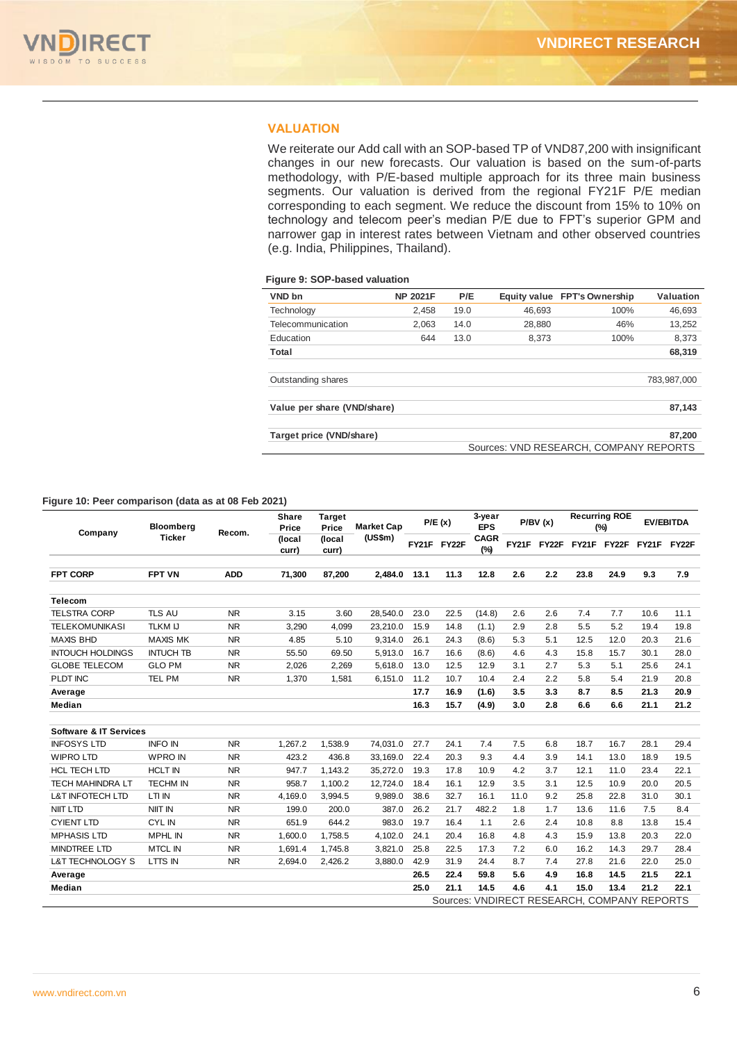## VALUATION

We reiterate our Add call with an SOP-based TP of VND87,200 with insignificant changes in our new forecasts. Our valuation is based on the sum-of-parts methodology, with P/E-based multiple approach for its three main business segments. Our valuation is derived from the regional FY21F P/E median corresponding to each segment. We reduce the discount from 15% to 10% on technology and telecom peer's median P/E due to FPT's superior GPM and narrower gap in interest rates between Vietnam and other observed countries (e.g. India, Philippines, Thailand).

**Figure 9: SOP-based valuation**

| VND bn | NP 2021F | P/E | Equity value | FPT's Ownership | Valuation |
|---|---|---|---|---|---|
| Technology | 2,458 | 19.0 | 46,693 | 100% | 46,693 |
| Telecommunication | 2,063 | 14.0 | 28,880 | 46% | 13,252 |
| Education | 644 | 13.0 | 8,373 | 100% | 8,373 |
| **Total** | | | | | **68,319** |
| Outstanding shares | | | | | 783,987,000 |
| **Value per share (VND/share)** | | | | | **87,143** |
| **Target price (VND/share)** | | | | | **87,200** |

Sources: VND RESEARCH, COMPANY REPORTS

**Figure 10: Peer comparison (data as at 08 Feb 2021)**

| Company | Bloomberg Ticker | Recom. | Share Price (local curr) | Target Price (local curr) | Market Cap (US$m) | P/E (x) FY21F | P/E (x) FY22F | 3-year EPS CAGR (%) | P/BV (x) FY21F | P/BV (x) FY22F | Recurring ROE (%) FY21F | Recurring ROE (%) FY22F | EV/EBITDA FY21F | EV/EBITDA FY22F |
|---|---|---|---|---|---|---|---|---|---|---|---|---|---|---|
| **FPT CORP** | **FPT VN** | **ADD** | **71,300** | **87,200** | **2,484.0** | **13.1** | **11.3** | **12.8** | **2.6** | **2.2** | **23.8** | **24.9** | **9.3** | **7.9** |
| **Telecom** | | | | | | | | | | | | | | |
| TELSTRA CORP | TLS AU | NR | 3.15 | 3.60 | 28,540.0 | 23.0 | 22.5 | (14.8) | 2.6 | 2.6 | 7.4 | 7.7 | 10.6 | 11.1 |
| TELEKOMUNIKASI | TLKM IJ | NR | 3,290 | 4,099 | 23,210.0 | 15.9 | 14.8 | (1.1) | 2.9 | 2.8 | 5.5 | 5.2 | 19.4 | 19.8 |
| MAXIS BHD | MAXIS MK | NR | 4.85 | 5.10 | 9,314.0 | 26.1 | 24.3 | (8.6) | 5.3 | 5.1 | 12.5 | 12.0 | 20.3 | 21.6 |
| INTOUCH HOLDINGS | INTUCH TB | NR | 55.50 | 69.50 | 5,913.0 | 16.7 | 16.6 | (8.6) | 4.6 | 4.3 | 15.8 | 15.7 | 30.1 | 28.0 |
| GLOBE TELECOM | GLO PM | NR | 2,026 | 2,269 | 5,618.0 | 13.0 | 12.5 | 12.9 | 3.1 | 2.7 | 5.3 | 5.1 | 25.6 | 24.1 |
| PLDT INC | TEL PM | NR | 1,370 | 1,581 | 6,151.0 | 11.2 | 10.7 | 10.4 | 2.4 | 2.2 | 5.8 | 5.4 | 21.9 | 20.8 |
| **Average** | | | | | | **17.7** | **16.9** | **(1.6)** | **3.5** | **3.3** | **8.7** | **8.5** | **21.3** | **20.9** |
| **Median** | | | | | | **16.3** | **15.7** | **(4.9)** | **3.0** | **2.8** | **6.6** | **6.6** | **21.1** | **21.2** |
| **Software & IT Services** | | | | | | | | | | | | | | |
| INFOSYS LTD | INFO IN | NR | 1,267.2 | 1,538.9 | 74,031.0 | 27.7 | 24.1 | 7.4 | 7.5 | 6.8 | 18.7 | 16.7 | 28.1 | 29.4 |
| WIPRO LTD | WPRO IN | NR | 423.2 | 436.8 | 33,169.0 | 22.4 | 20.3 | 9.3 | 4.4 | 3.9 | 14.1 | 13.0 | 18.9 | 19.5 |
| HCL TECH LTD | HCLT IN | NR | 947.7 | 1,143.2 | 35,272.0 | 19.3 | 17.8 | 10.9 | 4.2 | 3.7 | 12.1 | 11.0 | 23.4 | 22.1 |
| TECH MAHINDRA LT | TECHM IN | NR | 958.7 | 1,100.2 | 12,724.0 | 18.4 | 16.1 | 12.9 | 3.5 | 3.1 | 12.5 | 10.9 | 20.0 | 20.5 |
| L&T INFOTECH LTD | LTI IN | NR | 4,169.0 | 3,994.5 | 9,989.0 | 38.6 | 32.7 | 16.1 | 11.0 | 9.2 | 25.8 | 22.8 | 31.0 | 30.1 |
| NIIT LTD | NIIT IN | NR | 199.0 | 200.0 | 387.0 | 26.2 | 21.7 | 482.2 | 1.8 | 1.7 | 13.6 | 11.6 | 7.5 | 8.4 |
| CYIENT LTD | CYL IN | NR | 651.9 | 644.2 | 983.0 | 19.7 | 16.4 | 1.1 | 2.6 | 2.4 | 10.8 | 8.8 | 13.8 | 15.4 |
| MPHASIS LTD | MPHL IN | NR | 1,600.0 | 1,758.5 | 4,102.0 | 24.1 | 20.4 | 16.8 | 4.8 | 4.3 | 15.9 | 13.8 | 20.3 | 22.0 |
| MINDTREE LTD | MTCL IN | NR | 1,691.4 | 1,745.8 | 3,821.0 | 25.8 | 22.5 | 17.3 | 7.2 | 6.0 | 16.2 | 14.3 | 29.7 | 28.4 |
| L&T TECHNOLOGY S | LTTS IN | NR | 2,694.0 | 2,426.2 | 3,880.0 | 42.9 | 31.9 | 24.4 | 8.7 | 7.4 | 27.8 | 21.6 | 22.0 | 25.0 |
| **Average** | | | | | | **26.5** | **22.4** | **59.8** | **5.6** | **4.9** | **16.8** | **14.5** | **21.5** | **22.1** |
| **Median** | | | | | | **25.0** | **21.1** | **14.5** | **4.6** | **4.1** | **15.0** | **13.4** | **21.2** | **22.1** |

Sources: VNDIRECT RESEARCH, COMPANY REPORTS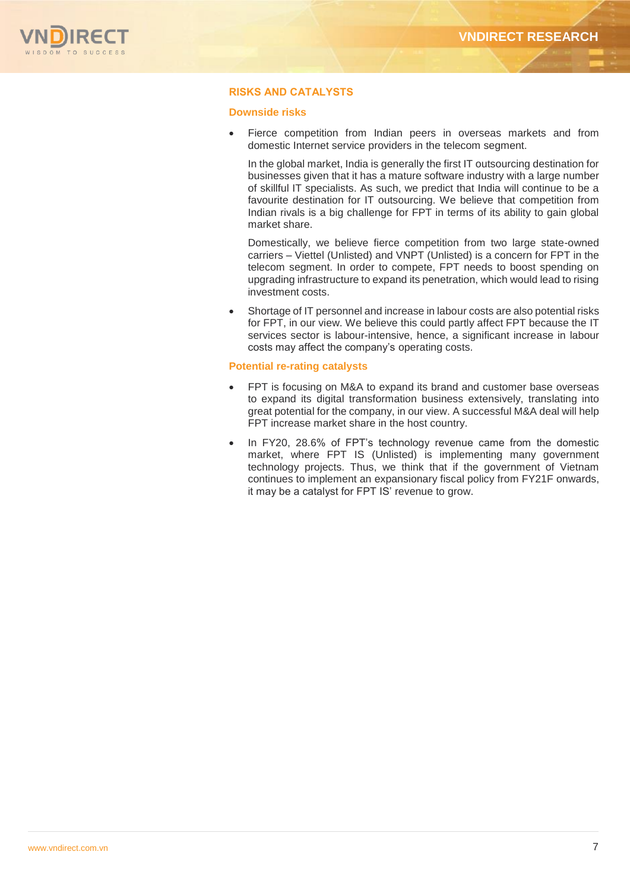## RISKS AND CATALYSTS

### Downside risks

- Fierce competition from Indian peers in overseas markets and from domestic Internet service providers in the telecom segment.

  In the global market, India is generally the first IT outsourcing destination for businesses given that it has a mature software industry with a large number of skillful IT specialists. As such, we predict that India will continue to be a favourite destination for IT outsourcing. We believe that competition from Indian rivals is a big challenge for FPT in terms of its ability to gain global market share.

  Domestically, we believe fierce competition from two large state-owned carriers – Viettel (Unlisted) and VNPT (Unlisted) is a concern for FPT in the telecom segment. In order to compete, FPT needs to boost spending on upgrading infrastructure to expand its penetration, which would lead to rising investment costs.

- Shortage of IT personnel and increase in labour costs are also potential risks for FPT, in our view. We believe this could partly affect FPT because the IT services sector is labour-intensive, hence, a significant increase in labour costs may affect the company's operating costs.

### Potential re-rating catalysts

- FPT is focusing on M&A to expand its brand and customer base overseas to expand its digital transformation business extensively, translating into great potential for the company, in our view. A successful M&A deal will help FPT increase market share in the host country.

- In FY20, 28.6% of FPT's technology revenue came from the domestic market, where FPT IS (Unlisted) is implementing many government technology projects. Thus, we think that if the government of Vietnam continues to implement an expansionary fiscal policy from FY21F onwards, it may be a catalyst for FPT IS' revenue to grow.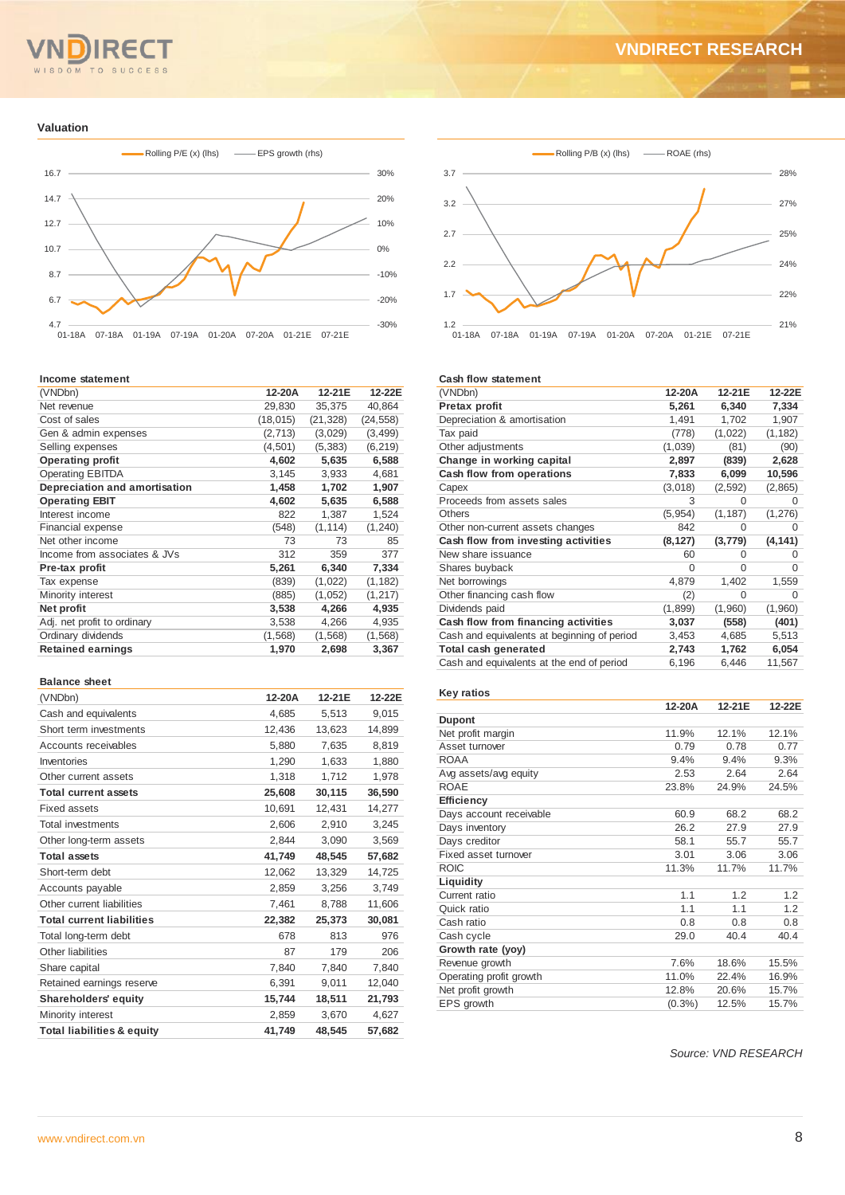## Valuation

Rolling P/E (x) (lhs) — EPS growth (rhs)

16.7
14.7
12.7
10.7
8.7
6.7
4.7

30%
20%
10%
0%
-10%
-20%
-30%

01-18A 07-18A 01-19A 07-19A 01-20A 07-20A 01-21E 07-21E

Rolling P/B (x) (lhs) — ROAE (rhs)

3.7
3.2
2.7
2.2
1.7
1.2

28%
27%
25%
24%
22%
21%

01-18A 07-18A 01-19A 07-19A 01-20A 07-20A 01-21E 07-21E

### Income statement

| (VNDbn) | 12-20A | 12-21E | 12-22E |
|---|---|---|---|
| Net revenue | 29,830 | 35,375 | 40,864 |
| Cost of sales | (18,015) | (21,328) | (24,558) |
| Gen & admin expenses | (2,713) | (3,029) | (3,499) |
| Selling expenses | (4,501) | (5,383) | (6,219) |
| **Operating profit** | **4,602** | **5,635** | **6,588** |
| Operating EBITDA | 3,145 | 3,933 | 4,681 |
| **Depreciation and amortisation** | **1,458** | **1,702** | **1,907** |
| **Operating EBIT** | **4,602** | **5,635** | **6,588** |
| Interest income | 822 | 1,387 | 1,524 |
| Financial expense | (548) | (1,114) | (1,240) |
| Net other income | 73 | 73 | 85 |
| Income from associates & JVs | 312 | 359 | 377 |
| **Pre-tax profit** | **5,261** | **6,340** | **7,334** |
| Tax expense | (839) | (1,022) | (1,182) |
| Minority interest | (885) | (1,052) | (1,217) |
| **Net profit** | **3,538** | **4,266** | **4,935** |
| Adj. net profit to ordinary | 3,538 | 4,266 | 4,935 |
| Ordinary dividends | (1,568) | (1,568) | (1,568) |
| **Retained earnings** | **1,970** | **2,698** | **3,367** |

### Balance sheet

| (VNDbn) | 12-20A | 12-21E | 12-22E |
|---|---|---|---|
| Cash and equivalents | 4,685 | 5,513 | 9,015 |
| Short term investments | 12,436 | 13,623 | 14,899 |
| Accounts receivables | 5,880 | 7,635 | 8,819 |
| Inventories | 1,290 | 1,633 | 1,880 |
| Other current assets | 1,318 | 1,712 | 1,978 |
| **Total current assets** | **25,608** | **30,115** | **36,590** |
| Fixed assets | 10,691 | 12,431 | 14,277 |
| Total investments | 2,606 | 2,910 | 3,245 |
| Other long-term assets | 2,844 | 3,090 | 3,569 |
| **Total assets** | **41,749** | **48,545** | **57,682** |
| Short-term debt | 12,062 | 13,329 | 14,725 |
| Accounts payable | 2,859 | 3,256 | 3,749 |
| Other current liabilities | 7,461 | 8,788 | 11,606 |
| **Total current liabilities** | **22,382** | **25,373** | **30,081** |
| Total long-term debt | 678 | 813 | 976 |
| Other liabilities | 87 | 179 | 206 |
| Share capital | 7,840 | 7,840 | 7,840 |
| Retained earnings reserve | 6,391 | 9,011 | 12,040 |
| **Shareholders' equity** | **15,744** | **18,511** | **21,793** |
| Minority interest | 2,859 | 3,670 | 4,627 |
| **Total liabilities & equity** | **41,749** | **48,545** | **57,682** |

### Cash flow statement

| (VNDbn) | 12-20A | 12-21E | 12-22E |
|---|---|---|---|
| **Pretax profit** | **5,261** | **6,340** | **7,334** |
| Depreciation & amortisation | 1,491 | 1,702 | 1,907 |
| Tax paid | (778) | (1,022) | (1,182) |
| Other adjustments | (1,039) | (81) | (90) |
| **Change in working capital** | **2,897** | **(839)** | **2,628** |
| **Cash flow from operations** | **7,833** | **6,099** | **10,596** |
| Capex | (3,018) | (2,592) | (2,865) |
| Proceeds from assets sales | 3 | 0 | 0 |
| Others | (5,954) | (1,187) | (1,276) |
| Other non-current assets changes | 842 | 0 | 0 |
| **Cash flow from investing activities** | **(8,127)** | **(3,779)** | **(4,141)** |
| New share issuance | 60 | 0 | 0 |
| Shares buyback | 0 | 0 | 0 |
| Net borrowings | 4,879 | 1,402 | 1,559 |
| Other financing cash flow | (2) | 0 | 0 |
| Dividends paid | (1,899) | (1,960) | (1,960) |
| **Cash flow from financing activities** | **3,037** | **(558)** | **(401)** |
| Cash and equivalents at beginning of period | 3,453 | 4,685 | 5,513 |
| **Total cash generated** | **2,743** | **1,762** | **6,054** |
| Cash and equivalents at the end of period | 6,196 | 6,446 | 11,567 |

### Key ratios

| | 12-20A | 12-21E | 12-22E |
|---|---|---|---|
| **Dupont** | | | |
| Net profit margin | 11.9% | 12.1% | 12.1% |
| Asset turnover | 0.79 | 0.78 | 0.77 |
| ROAA | 9.4% | 9.4% | 9.3% |
| Avg assets/avg equity | 2.53 | 2.64 | 2.64 |
| ROAE | 23.8% | 24.9% | 24.5% |
| **Efficiency** | | | |
| Days account receivable | 60.9 | 68.2 | 68.2 |
| Days inventory | 26.2 | 27.9 | 27.9 |
| Days creditor | 58.1 | 55.7 | 55.7 |
| Fixed asset turnover | 3.01 | 3.06 | 3.06 |
| ROIC | 11.3% | 11.7% | 11.7% |
| **Liquidity** | | | |
| Current ratio | 1.1 | 1.2 | 1.2 |
| Quick ratio | 1.1 | 1.1 | 1.2 |
| Cash ratio | 0.8 | 0.8 | 0.8 |
| Cash cycle | 29.0 | 40.4 | 40.4 |
| **Growth rate (yoy)** | | | |
| Revenue growth | 7.6% | 18.6% | 15.5% |
| Operating profit growth | 11.0% | 22.4% | 16.9% |
| Net profit growth | 12.8% | 20.6% | 15.7% |
| EPS growth | (0.3%) | 12.5% | 15.7% |

*Source: VND RESEARCH*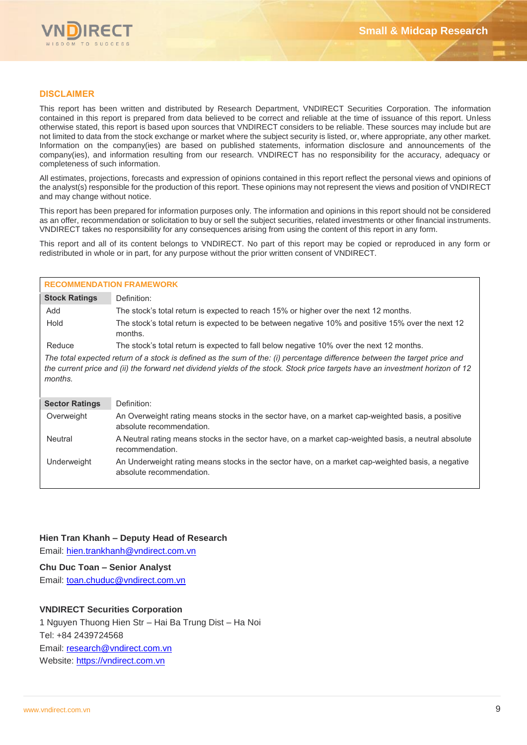## DISCLAIMER

This report has been written and distributed by Research Department, VNDIRECT Securities Corporation. The information contained in this report is prepared from data believed to be correct and reliable at the time of issuance of this report. Unless otherwise stated, this report is based upon sources that VNDIRECT considers to be reliable. These sources may include but are not limited to data from the stock exchange or market where the subject security is listed, or, where appropriate, any other market. Information on the company(ies) are based on published statements, information disclosure and announcements of the company(ies), and information resulting from our research. VNDIRECT has no responsibility for the accuracy, adequacy or completeness of such information.

All estimates, projections, forecasts and expression of opinions contained in this report reflect the personal views and opinions of the analyst(s) responsible for the production of this report. These opinions may not represent the views and position of VNDIRECT and may change without notice.

This report has been prepared for information purposes only. The information and opinions in this report should not be considered as an offer, recommendation or solicitation to buy or sell the subject securities, related investments or other financial instruments. VNDIRECT takes no responsibility for any consequences arising from using the content of this report in any form.

This report and all of its content belongs to VNDIRECT. No part of this report may be copied or reproduced in any form or redistributed in whole or in part, for any purpose without the prior written consent of VNDIRECT.

### RECOMMENDATION FRAMEWORK

| **Stock Ratings** | Definition: |
|---|---|
| Add | The stock's total return is expected to reach 15% or higher over the next 12 months. |
| Hold | The stock's total return is expected to be between negative 10% and positive 15% over the next 12 months. |
| Reduce | The stock's total return is expected to fall below negative 10% over the next 12 months. |

*The total expected return of a stock is defined as the sum of the: (i) percentage difference between the target price and the current price and (ii) the forward net dividend yields of the stock. Stock price targets have an investment horizon of 12 months.*

| **Sector Ratings** | Definition: |
|---|---|
| Overweight | An Overweight rating means stocks in the sector have, on a market cap-weighted basis, a positive absolute recommendation. |
| Neutral | A Neutral rating means stocks in the sector have, on a market cap-weighted basis, a neutral absolute recommendation. |
| Underweight | An Underweight rating means stocks in the sector have, on a market cap-weighted basis, a negative absolute recommendation. |

**Hien Tran Khanh – Deputy Head of Research**
Email: hien.trankhanh@vndirect.com.vn

**Chu Duc Toan – Senior Analyst**
Email: toan.chuduc@vndirect.com.vn

**VNDIRECT Securities Corporation**
1 Nguyen Thuong Hien Str – Hai Ba Trung Dist – Ha Noi
Tel: +84 2439724568
Email: research@vndirect.com.vn
Website: https://vndirect.com.vn